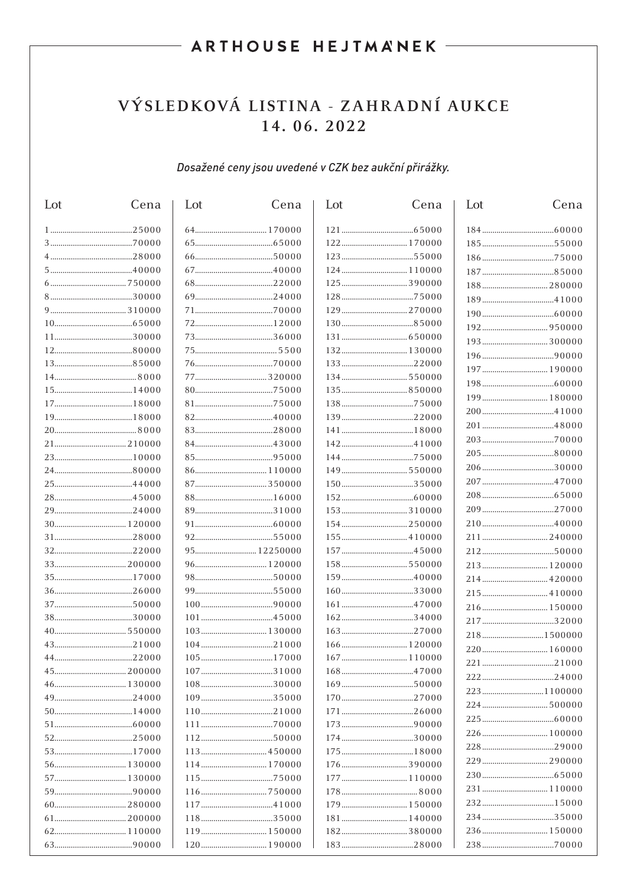ARTHOUSE HEJTMÁNEK

# VÝSLEDKOVÁ LISTINA - ZAHRADNÍ AUKCE
## 14. 06. 2022

*Dosažené ceny jsou uvedené v CZK bez aukční přirážky.*

| Lot | Cena |
|---|---|
| 1 | 25000 |
| 3 | 70000 |
| 4 | 28000 |
| 5 | 40000 |
| 6 | 750000 |
| 8 | 30000 |
| 9 | 310000 |
| 10 | 65000 |
| 11 | 30000 |
| 12 | 80000 |
| 13 | 85000 |
| 14 | 8000 |
| 15 | 14000 |
| 17 | 18000 |
| 19 | 18000 |
| 20 | 8000 |
| 21 | 210000 |
| 23 | 10000 |
| 24 | 80000 |
| 25 | 44000 |
| 28 | 45000 |
| 29 | 24000 |
| 30 | 120000 |
| 31 | 28000 |
| 32 | 22000 |
| 33 | 200000 |
| 35 | 17000 |
| 36 | 26000 |
| 37 | 50000 |
| 38 | 30000 |
| 40 | 550000 |
| 43 | 21000 |
| 44 | 22000 |
| 45 | 200000 |
| 46 | 130000 |
| 49 | 24000 |
| 50 | 14000 |
| 51 | 60000 |
| 52 | 25000 |
| 53 | 17000 |
| 56 | 130000 |
| 57 | 130000 |
| 59 | 90000 |
| 60 | 280000 |
| 61 | 200000 |
| 62 | 110000 |
| 63 | 90000 |
| 64 | 170000 |
| 65 | 65000 |
| 66 | 50000 |
| 67 | 40000 |
| 68 | 22000 |
| 69 | 24000 |
| 71 | 70000 |
| 72 | 12000 |
| 73 | 36000 |
| 75 | 5500 |
| 76 | 70000 |
| 77 | 320000 |
| 80 | 75000 |
| 81 | 75000 |
| 82 | 40000 |
| 83 | 28000 |
| 84 | 43000 |
| 85 | 95000 |
| 86 | 110000 |
| 87 | 350000 |
| 88 | 16000 |
| 89 | 31000 |
| 91 | 60000 |
| 92 | 55000 |
| 95 | 12250000 |
| 96 | 120000 |
| 98 | 50000 |
| 99 | 55000 |
| 100 | 90000 |
| 101 | 45000 |
| 103 | 130000 |
| 104 | 21000 |
| 105 | 17000 |
| 107 | 31000 |
| 108 | 30000 |
| 109 | 35000 |
| 110 | 21000 |
| 111 | 70000 |
| 112 | 50000 |
| 113 | 450000 |
| 114 | 170000 |
| 115 | 75000 |
| 116 | 750000 |
| 117 | 41000 |
| 118 | 35000 |
| 119 | 150000 |
| 120 | 190000 |
| 121 | 65000 |
| 122 | 170000 |
| 123 | 55000 |
| 124 | 110000 |
| 125 | 390000 |
| 128 | 75000 |
| 129 | 270000 |
| 130 | 85000 |
| 131 | 650000 |
| 132 | 130000 |
| 133 | 22000 |
| 134 | 550000 |
| 135 | 850000 |
| 138 | 75000 |
| 139 | 22000 |
| 141 | 18000 |
| 142 | 41000 |
| 144 | 75000 |
| 149 | 550000 |
| 150 | 35000 |
| 152 | 60000 |
| 153 | 310000 |
| 154 | 250000 |
| 155 | 410000 |
| 157 | 45000 |
| 158 | 550000 |
| 159 | 40000 |
| 160 | 33000 |
| 161 | 47000 |
| 162 | 34000 |
| 163 | 27000 |
| 166 | 120000 |
| 167 | 110000 |
| 168 | 47000 |
| 169 | 50000 |
| 170 | 27000 |
| 171 | 26000 |
| 173 | 90000 |
| 174 | 30000 |
| 175 | 18000 |
| 176 | 390000 |
| 177 | 110000 |
| 178 | 8000 |
| 179 | 150000 |
| 181 | 140000 |
| 182 | 380000 |
| 183 | 28000 |
| 184 | 60000 |
| 185 | 55000 |
| 186 | 75000 |
| 187 | 85000 |
| 188 | 280000 |
| 189 | 41000 |
| 190 | 60000 |
| 192 | 950000 |
| 193 | 300000 |
| 196 | 90000 |
| 197 | 190000 |
| 198 | 60000 |
| 199 | 180000 |
| 200 | 41000 |
| 201 | 48000 |
| 203 | 70000 |
| 205 | 80000 |
| 206 | 30000 |
| 207 | 47000 |
| 208 | 65000 |
| 209 | 27000 |
| 210 | 40000 |
| 211 | 240000 |
| 212 | 50000 |
| 213 | 120000 |
| 214 | 420000 |
| 215 | 410000 |
| 216 | 150000 |
| 217 | 32000 |
| 218 | 1500000 |
| 220 | 160000 |
| 221 | 21000 |
| 222 | 24000 |
| 223 | 1100000 |
| 224 | 500000 |
| 225 | 60000 |
| 226 | 100000 |
| 228 | 29000 |
| 229 | 290000 |
| 230 | 65000 |
| 231 | 110000 |
| 232 | 15000 |
| 234 | 35000 |
| 236 | 150000 |
| 238 | 70000 |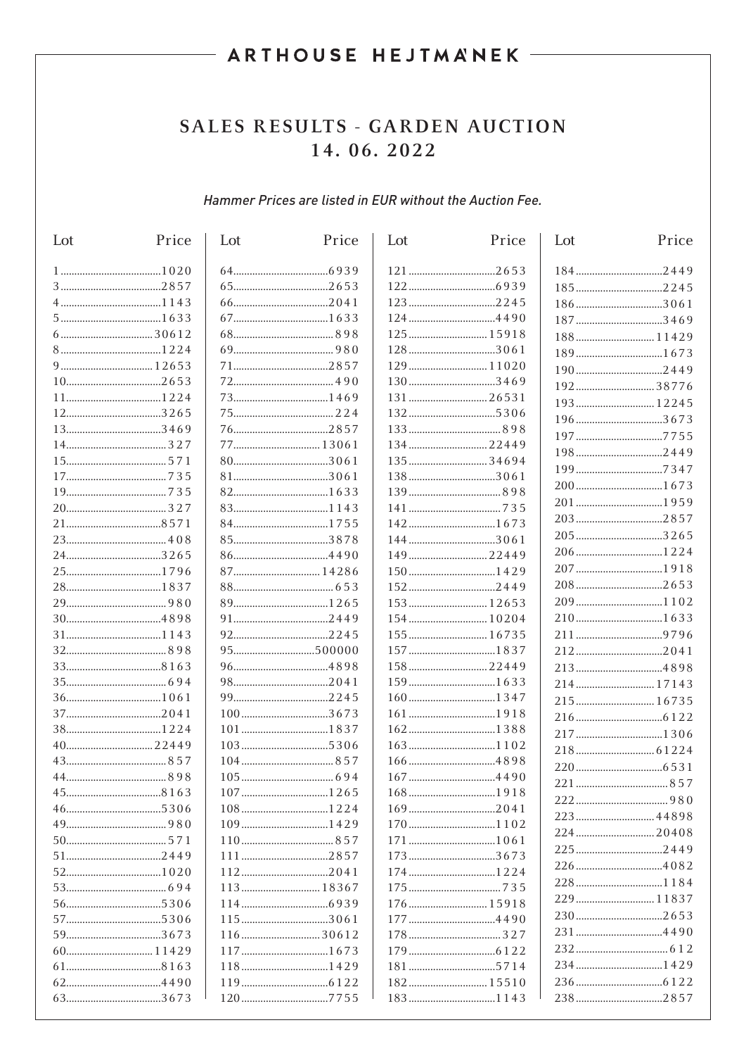ARTHOUSE HEJTMÁNEK

## SALES RESULTS - GARDEN AUCTION
## 14. 06. 2022

*Hammer Prices are listed in EUR without the Auction Fee.*

| Lot | Price | Lot | Price | Lot | Price | Lot | Price |
|---|---|---|---|---|---|---|---|
| 1 | 1020 | 64 | 6939 | 121 | 2653 | 184 | 2449 |
| 3 | 2857 | 65 | 2653 | 122 | 6939 | 185 | 2245 |
| 4 | 1143 | 66 | 2041 | 123 | 2245 | 186 | 3061 |
| 5 | 1633 | 67 | 1633 | 124 | 4490 | 187 | 3469 |
| 6 | 30612 | 68 | 898 | 125 | 15918 | 188 | 11429 |
| 8 | 1224 | 69 | 980 | 128 | 3061 | 189 | 1673 |
| 9 | 12653 | 71 | 2857 | 129 | 11020 | 190 | 2449 |
| 10 | 2653 | 72 | 490 | 130 | 3469 | 192 | 38776 |
| 11 | 1224 | 73 | 1469 | 131 | 26531 | 193 | 12245 |
| 12 | 3265 | 75 | 224 | 132 | 5306 | 196 | 3673 |
| 13 | 3469 | 76 | 2857 | 133 | 898 | 197 | 7755 |
| 14 | 327 | 77 | 13061 | 134 | 22449 | 198 | 2449 |
| 15 | 571 | 80 | 3061 | 135 | 34694 | 199 | 7347 |
| 17 | 735 | 81 | 3061 | 138 | 3061 | 200 | 1673 |
| 19 | 735 | 82 | 1633 | 139 | 898 | 201 | 1959 |
| 20 | 327 | 83 | 1143 | 141 | 735 | 203 | 2857 |
| 21 | 8571 | 84 | 1755 | 142 | 1673 | 205 | 3265 |
| 23 | 408 | 85 | 3878 | 144 | 3061 | 206 | 1224 |
| 24 | 3265 | 86 | 4490 | 149 | 22449 | 207 | 1918 |
| 25 | 1796 | 87 | 14286 | 150 | 1429 | 208 | 2653 |
| 28 | 1837 | 88 | 653 | 152 | 2449 | 209 | 1102 |
| 29 | 980 | 89 | 1265 | 153 | 12653 | 210 | 1633 |
| 30 | 4898 | 91 | 2449 | 154 | 10204 | 211 | 9796 |
| 31 | 1143 | 92 | 2245 | 155 | 16735 | 212 | 2041 |
| 32 | 898 | 95 | 500000 | 157 | 1837 | 213 | 4898 |
| 33 | 8163 | 96 | 4898 | 158 | 22449 | 214 | 17143 |
| 35 | 694 | 98 | 2041 | 159 | 1633 | 215 | 16735 |
| 36 | 1061 | 99 | 2245 | 160 | 1347 | 216 | 6122 |
| 37 | 2041 | 100 | 3673 | 161 | 1918 | 217 | 1306 |
| 38 | 1224 | 101 | 1837 | 162 | 1388 | 218 | 61224 |
| 40 | 22449 | 103 | 5306 | 163 | 1102 | 220 | 6531 |
| 43 | 857 | 104 | 857 | 166 | 4898 | 221 | 857 |
| 44 | 898 | 105 | 694 | 167 | 4490 | 222 | 980 |
| 45 | 8163 | 107 | 1265 | 168 | 1918 | 223 | 44898 |
| 46 | 5306 | 108 | 1224 | 169 | 2041 | 224 | 20408 |
| 49 | 980 | 109 | 1429 | 170 | 1102 | 225 | 2449 |
| 50 | 571 | 110 | 857 | 171 | 1061 | 226 | 4082 |
| 51 | 2449 | 111 | 2857 | 173 | 3673 | 228 | 1184 |
| 52 | 1020 | 112 | 2041 | 174 | 1224 | 229 | 11837 |
| 53 | 694 | 113 | 18367 | 175 | 735 | 230 | 2653 |
| 56 | 5306 | 114 | 6939 | 176 | 15918 | 231 | 4490 |
| 57 | 5306 | 115 | 3061 | 177 | 4490 | 232 | 612 |
| 59 | 3673 | 116 | 30612 | 178 | 327 | 234 | 1429 |
| 60 | 11429 | 117 | 1673 | 179 | 6122 | 236 | 6122 |
| 61 | 8163 | 118 | 1429 | 181 | 5714 | 238 | 2857 |
| 62 | 4490 | 119 | 6122 | 182 | 15510 | | |
| 63 | 3673 | 120 | 7755 | 183 | 1143 | | |